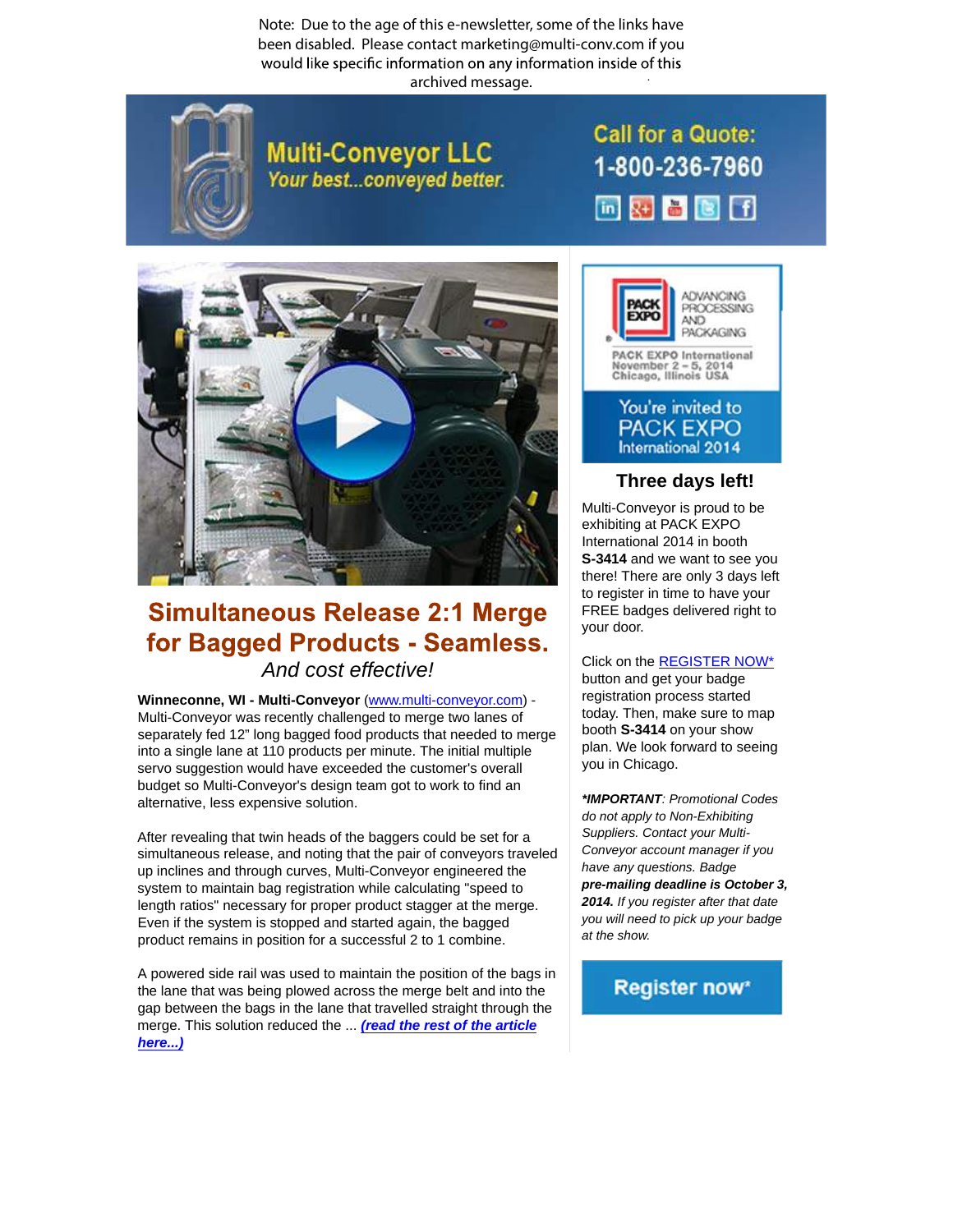Note: Due to the age of this e-newsletter, some of the links have been disabled. Please contact marketing@multi-conv.com if you would like specific information on any information inside of this archived message.

**Multi-Conveyor LLC**
*Your best...conveyed better.*

**Call for a Quote:**
**1-800-236-7960**

# Simultaneous Release 2:1 Merge for Bagged Products - Seamless.

*And cost effective!*

**Winneconne, WI - Multi-Conveyor** (www.multi-conveyor.com) - Multi-Conveyor was recently challenged to merge two lanes of separately fed 12" long bagged food products that needed to merge into a single lane at 110 products per minute. The initial multiple servo suggestion would have exceeded the customer's overall budget so Multi-Conveyor's design team got to work to find an alternative, less expensive solution.

After revealing that twin heads of the baggers could be set for a simultaneous release, and noting that the pair of conveyors traveled up inclines and through curves, Multi-Conveyor engineered the system to maintain bag registration while calculating "speed to length ratios" necessary for proper product stagger at the merge. Even if the system is stopped and started again, the bagged product remains in position for a successful 2 to 1 combine.

A powered side rail was used to maintain the position of the bags in the lane that was being plowed across the merge belt and into the gap between the bags in the lane that travelled straight through the merge. This solution reduced the ... ***(read the rest of the article here...)***

PACK EXPO — ADVANCING PROCESSING AND PACKAGING

PACK EXPO International
November 2 – 5, 2014
Chicago, Illinois USA

You're invited to PACK EXPO International 2014

## Three days left!

Multi-Conveyor is proud to be exhibiting at PACK EXPO International 2014 in booth **S-3414** and we want to see you there! There are only 3 days left to register in time to have your FREE badges delivered right to your door.

Click on the REGISTER NOW* button and get your badge registration process started today. Then, make sure to map booth **S-3414** on your show plan. We look forward to seeing you in Chicago.

***IMPORTANT**: Promotional Codes do not apply to Non-Exhibiting Suppliers. Contact your Multi-Conveyor account manager if you have any questions. Badge **pre-mailing deadline is October 3, 2014.** If you register after that date you will need to pick up your badge at the show.*

**Register now***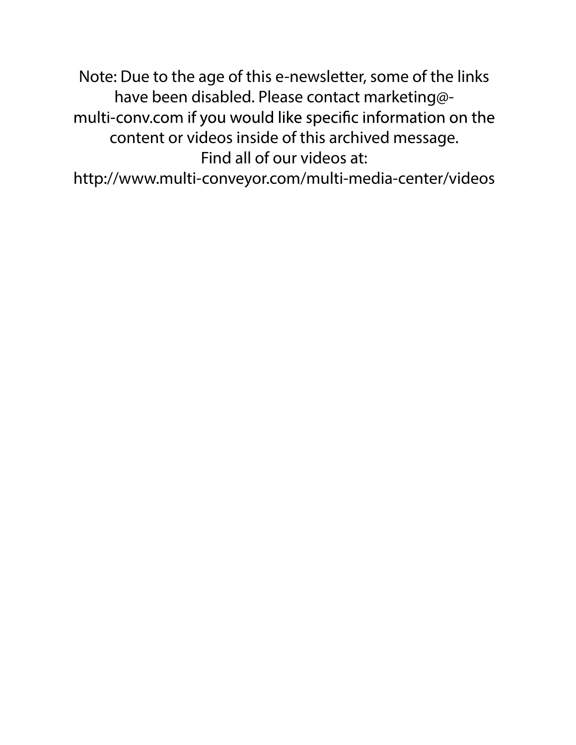Note: Due to the age of this e-newsletter, some of the links have been disabled. Please contact marketing@multi-conv.com if you would like specific information on the content or videos inside of this archived message.

Find all of our videos at:

http://www.multi-conveyor.com/multi-media-center/videos